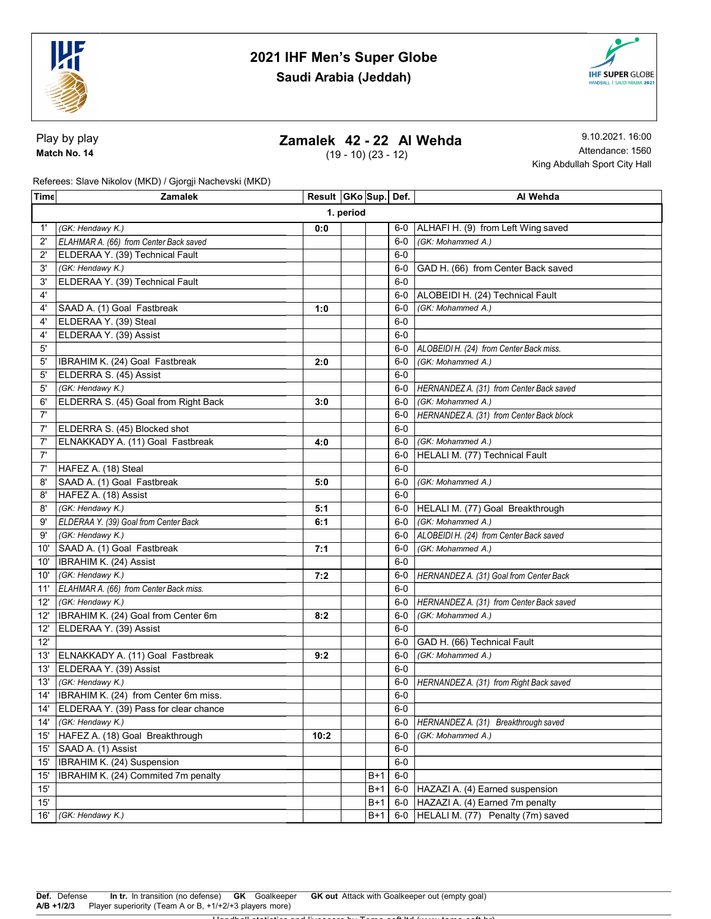# 2021 IHF Men's Super Globe

## Saudi Arabia (Jeddah)

Play by play
**Match No. 14**

## Zamalek 42 - 22 Al Wehda

(19 - 10) (23 - 12)

9.10.2021. 16:00
Attendance: 1560
King Abdullah Sport City Hall

Referees: Slave Nikolov (MKD) / Gjorgji Nachevski (MKD)

| Time | Zamalek | Result | GKo | Sup. | Def. | Al Wehda |
|---|---|---|---|---|---|---|
| | | **1. period** | | | | |
| 1' | *(GK: Hendawy K.)* | **0:0** | | | 6-0 | ALHAFI H. (9) from Left Wing saved |
| 2' | *ELAHMAR A. (66) from Center Back saved* | | | | 6-0 | *(GK: Mohammed A.)* |
| 2' | ELDERAA Y. (39) Technical Fault | | | | 6-0 | |
| 3' | *(GK: Hendawy K.)* | | | | 6-0 | GAD H. (66) from Center Back saved |
| 3' | ELDERAA Y. (39) Technical Fault | | | | 6-0 | |
| 4' | | | | | 6-0 | ALOBEIDI H. (24) Technical Fault |
| 4' | SAAD A. (1) Goal Fastbreak | **1:0** | | | 6-0 | *(GK: Mohammed A.)* |
| 4' | ELDERAA Y. (39) Steal | | | | 6-0 | |
| 4' | ELDERAA Y. (39) Assist | | | | 6-0 | |
| 5' | | | | | 6-0 | *ALOBEIDI H. (24) from Center Back miss.* |
| 5' | IBRAHIM K. (24) Goal Fastbreak | **2:0** | | | 6-0 | *(GK: Mohammed A.)* |
| 5' | ELDERRA S. (45) Assist | | | | 6-0 | |
| 5' | *(GK: Hendawy K.)* | | | | 6-0 | *HERNANDEZ A. (31) from Center Back saved* |
| 6' | ELDERRA S. (45) Goal from Right Back | **3:0** | | | 6-0 | *(GK: Mohammed A.)* |
| 7' | | | | | 6-0 | *HERNANDEZ A. (31) from Center Back block* |
| 7' | ELDERRA S. (45) Blocked shot | | | | 6-0 | |
| 7' | ELNAKKADY A. (11) Goal Fastbreak | **4:0** | | | 6-0 | *(GK: Mohammed A.)* |
| 7' | | | | | 6-0 | HELALI M. (77) Technical Fault |
| 7' | HAFEZ A. (18) Steal | | | | 6-0 | |
| 8' | SAAD A. (1) Goal Fastbreak | **5:0** | | | 6-0 | *(GK: Mohammed A.)* |
| 8' | HAFEZ A. (18) Assist | | | | 6-0 | |
| 8' | *(GK: Hendawy K.)* | **5:1** | | | 6-0 | HELALI M. (77) Goal Breakthrough |
| 9' | *ELDERAA Y. (39) Goal from Center Back* | **6:1** | | | 6-0 | *(GK: Mohammed A.)* |
| 9' | *(GK: Hendawy K.)* | | | | 6-0 | *ALOBEIDI H. (24) from Center Back saved* |
| 10' | SAAD A. (1) Goal Fastbreak | **7:1** | | | 6-0 | *(GK: Mohammed A.)* |
| 10' | IBRAHIM K. (24) Assist | | | | 6-0 | |
| 10' | *(GK: Hendawy K.)* | **7:2** | | | 6-0 | *HERNANDEZ A. (31) Goal from Center Back* |
| 11' | *ELAHMAR A. (66) from Center Back miss.* | | | | 6-0 | |
| 12' | *(GK: Hendawy K.)* | | | | 6-0 | *HERNANDEZ A. (31) from Center Back saved* |
| 12' | IBRAHIM K. (24) Goal from Center 6m | **8:2** | | | 6-0 | *(GK: Mohammed A.)* |
| 12' | ELDERAA Y. (39) Assist | | | | 6-0 | |
| 12' | | | | | 6-0 | GAD H. (66) Technical Fault |
| 13' | ELNAKKADY A. (11) Goal Fastbreak | **9:2** | | | 6-0 | *(GK: Mohammed A.)* |
| 13' | ELDERAA Y. (39) Assist | | | | 6-0 | |
| 13' | *(GK: Hendawy K.)* | | | | 6-0 | *HERNANDEZ A. (31) from Right Back saved* |
| 14' | IBRAHIM K. (24) from Center 6m miss. | | | | 6-0 | |
| 14' | ELDERAA Y. (39) Pass for clear chance | | | | 6-0 | |
| 14' | *(GK: Hendawy K.)* | | | | 6-0 | *HERNANDEZ A. (31) Breakthrough saved* |
| 15' | HAFEZ A. (18) Goal Breakthrough | **10:2** | | | 6-0 | *(GK: Mohammed A.)* |
| 15' | SAAD A. (1) Assist | | | | 6-0 | |
| 15' | IBRAHIM K. (24) Suspension | | | | 6-0 | |
| 15' | IBRAHIM K. (24) Commited 7m penalty | | | B+1 | 6-0 | |
| 15' | | | | B+1 | 6-0 | HAZAZI A. (4) Earned suspension |
| 15' | | | | B+1 | 6-0 | HAZAZI A. (4) Earned 7m penalty |
| 16' | *(GK: Hendawy K.)* | | | B+1 | 6-0 | HELALI M. (77) Penalty (7m) saved |

**Def.** Defense **In tr.** In transition (no defense) **GK** Goalkeeper **GK out** Attack with Goalkeeper out (empty goal)
**A/B +1/2/3** Player superiority (Team A or B, +1/+2/+3 players more)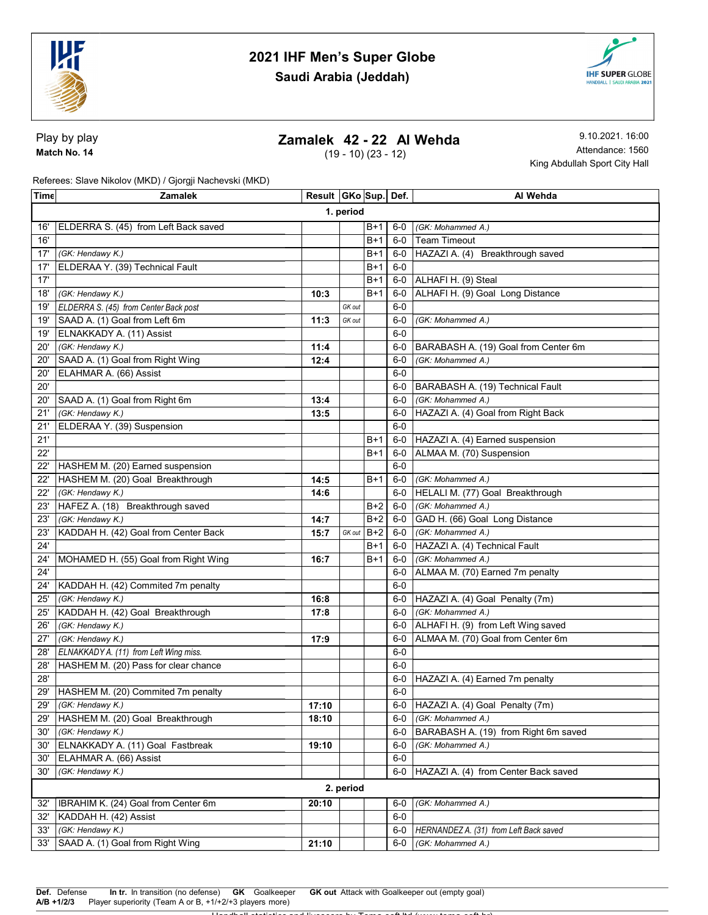# 2021 IHF Men's Super Globe

## Saudi Arabia (Jeddah)

Play by play

**Match No. 14**

## Zamalek 42 - 22 Al Wehda

(19 - 10) (23 - 12)

9.10.2021. 16:00

Attendance: 1560

King Abdullah Sport City Hall

Referees: Slave Nikolov (MKD) / Gjorgji Nachevski (MKD)

| Time | Zamalek | Result | GKo | Sup. | Def. | Al Wehda |
|---|---|---|---|---|---|---|
| **1. period** | | | | | | |
| 16' | ELDERRA S. (45) from Left Back saved | | | B+1 | 6-0 | *(GK: Mohammed A.)* |
| 16' | | | | B+1 | 6-0 | Team Timeout |
| 17' | *(GK: Hendawy K.)* | | | B+1 | 6-0 | HAZAZI A. (4) Breakthrough saved |
| 17' | ELDERAA Y. (39) Technical Fault | | | B+1 | 6-0 | |
| 17' | | | | B+1 | 6-0 | ALHAFI H. (9) Steal |
| 18' | *(GK: Hendawy K.)* | 10:3 | | B+1 | 6-0 | ALHAFI H. (9) Goal Long Distance |
| 19' | *ELDERRA S. (45) from Center Back post* | | GK out | | 6-0 | |
| 19' | SAAD A. (1) Goal from Left 6m | 11:3 | GK out | | 6-0 | *(GK: Mohammed A.)* |
| 19' | ELNAKKADY A. (11) Assist | | | | 6-0 | |
| 20' | *(GK: Hendawy K.)* | 11:4 | | | 6-0 | BARABASH A. (19) Goal from Center 6m |
| 20' | SAAD A. (1) Goal from Right Wing | 12:4 | | | 6-0 | *(GK: Mohammed A.)* |
| 20' | ELAHMAR A. (66) Assist | | | | 6-0 | |
| 20' | | | | | 6-0 | BARABASH A. (19) Technical Fault |
| 20' | SAAD A. (1) Goal from Right 6m | 13:4 | | | 6-0 | *(GK: Mohammed A.)* |
| 21' | *(GK: Hendawy K.)* | 13:5 | | | 6-0 | HAZAZI A. (4) Goal from Right Back |
| 21' | ELDERAA Y. (39) Suspension | | | | 6-0 | |
| 21' | | | | B+1 | 6-0 | HAZAZI A. (4) Earned suspension |
| 22' | | | | B+1 | 6-0 | ALMAA M. (70) Suspension |
| 22' | HASHEM M. (20) Earned suspension | | | | 6-0 | |
| 22' | HASHEM M. (20) Goal Breakthrough | 14:5 | | B+1 | 6-0 | *(GK: Mohammed A.)* |
| 22' | *(GK: Hendawy K.)* | 14:6 | | | 6-0 | HELALI M. (77) Goal Breakthrough |
| 23' | HAFEZ A. (18) Breakthrough saved | | | B+2 | 6-0 | *(GK: Mohammed A.)* |
| 23' | *(GK: Hendawy K.)* | 14:7 | | B+2 | 6-0 | GAD H. (66) Goal Long Distance |
| 23' | KADDAH H. (42) Goal from Center Back | 15:7 | GK out | B+2 | 6-0 | *(GK: Mohammed A.)* |
| 24' | | | | B+1 | 6-0 | HAZAZI A. (4) Technical Fault |
| 24' | MOHAMED H. (55) Goal from Right Wing | 16:7 | | B+1 | 6-0 | *(GK: Mohammed A.)* |
| 24' | | | | | 6-0 | ALMAA M. (70) Earned 7m penalty |
| 24' | KADDAH H. (42) Commited 7m penalty | | | | 6-0 | |
| 25' | *(GK: Hendawy K.)* | 16:8 | | | 6-0 | HAZAZI A. (4) Goal Penalty (7m) |
| 25' | KADDAH H. (42) Goal Breakthrough | 17:8 | | | 6-0 | *(GK: Mohammed A.)* |
| 26' | *(GK: Hendawy K.)* | | | | 6-0 | ALHAFI H. (9) from Left Wing saved |
| 27' | *(GK: Hendawy K.)* | 17:9 | | | 6-0 | ALMAA M. (70) Goal from Center 6m |
| 28' | *ELNAKKADY A. (11) from Left Wing miss.* | | | | 6-0 | |
| 28' | HASHEM M. (20) Pass for clear chance | | | | 6-0 | |
| 28' | | | | | 6-0 | HAZAZI A. (4) Earned 7m penalty |
| 29' | HASHEM M. (20) Commited 7m penalty | | | | 6-0 | |
| 29' | *(GK: Hendawy K.)* | 17:10 | | | 6-0 | HAZAZI A. (4) Goal Penalty (7m) |
| 29' | HASHEM M. (20) Goal Breakthrough | 18:10 | | | 6-0 | *(GK: Mohammed A.)* |
| 30' | *(GK: Hendawy K.)* | | | | 6-0 | BARABASH A. (19) from Right 6m saved |
| 30' | ELNAKKADY A. (11) Goal Fastbreak | 19:10 | | | 6-0 | *(GK: Mohammed A.)* |
| 30' | ELAHMAR A. (66) Assist | | | | 6-0 | |
| 30' | *(GK: Hendawy K.)* | | | | 6-0 | HAZAZI A. (4) from Center Back saved |
| **2. period** | | | | | | |
| 32' | IBRAHIM K. (24) Goal from Center 6m | 20:10 | | | 6-0 | *(GK: Mohammed A.)* |
| 32' | KADDAH H. (42) Assist | | | | 6-0 | |
| 33' | *(GK: Hendawy K.)* | | | | 6-0 | *HERNANDEZ A. (31) from Left Back saved* |
| 33' | SAAD A. (1) Goal from Right Wing | 21:10 | | | 6-0 | *(GK: Mohammed A.)* |

**Def.** Defense **In tr.** In transition (no defense) **GK** Goalkeeper **GK out** Attack with Goalkeeper out (empty goal)
**A/B +1/2/3** Player superiority (Team A or B, +1/+2/+3 players more)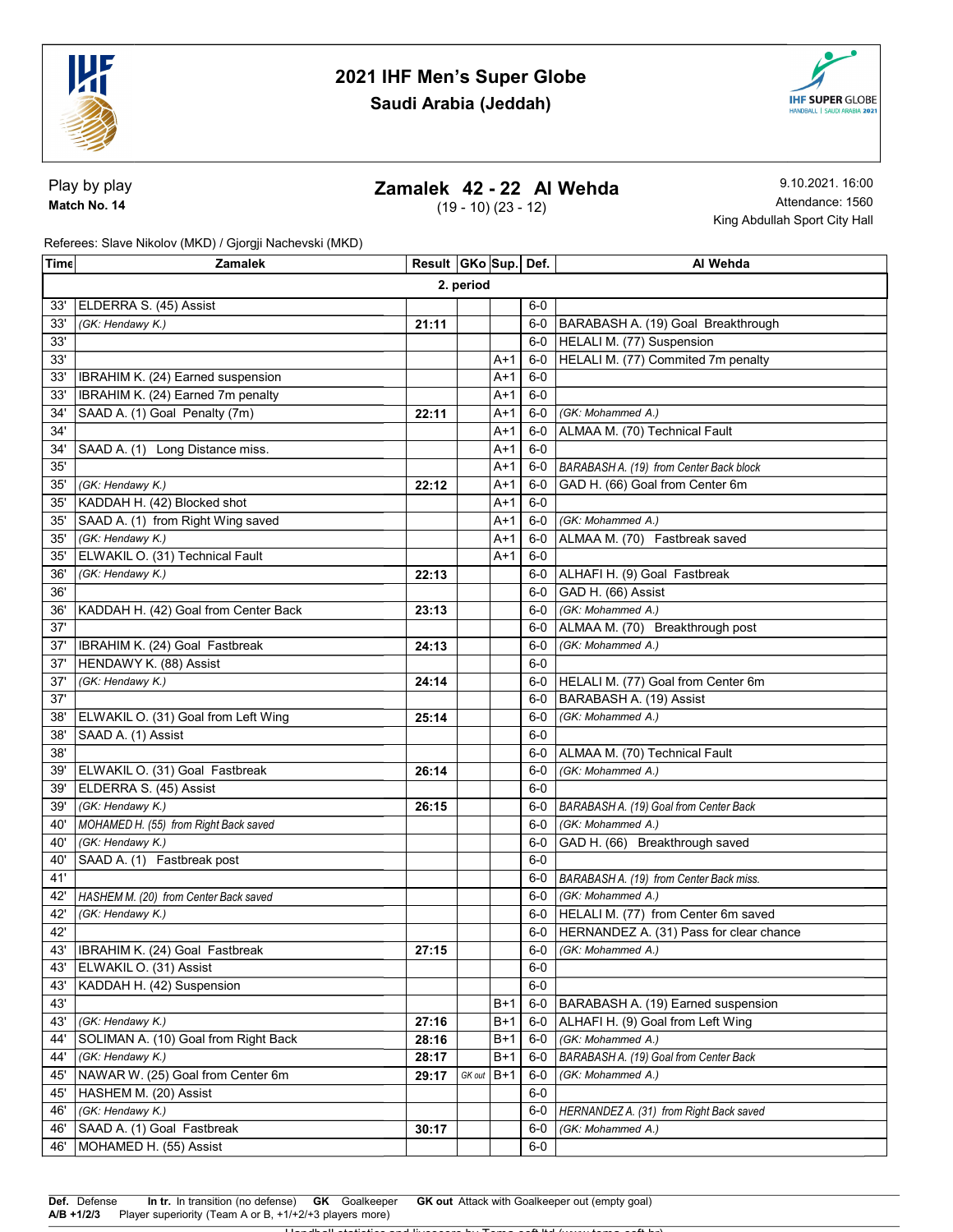# 2021 IHF Men's Super Globe
## Saudi Arabia (Jeddah)

**Play by play**
**Match No. 14**

**Zamalek 42 - 22 Al Wehda**
(19 - 10) (23 - 12)

9.10.2021. 16:00
Attendance: 1560
King Abdullah Sport City Hall

Referees: Slave Nikolov (MKD) / Gjorgji Nachevski (MKD)

| Time | Zamalek | Result | GKo | Sup. | Def. | Al Wehda |
|---|---|---|---|---|---|---|
| | **2. period** | | | | | |
| 33' | ELDERRA S. (45) Assist | | | | 6-0 | |
| 33' | *(GK: Hendawy K.)* | 21:11 | | | 6-0 | BARABASH A. (19) Goal Breakthrough |
| 33' | | | | | 6-0 | HELALI M. (77) Suspension |
| 33' | | | | A+1 | 6-0 | HELALI M. (77) Commited 7m penalty |
| 33' | IBRAHIM K. (24) Earned suspension | | | A+1 | 6-0 | |
| 33' | IBRAHIM K. (24) Earned 7m penalty | | | A+1 | 6-0 | |
| 34' | SAAD A. (1) Goal Penalty (7m) | 22:11 | | A+1 | 6-0 | *(GK: Mohammed A.)* |
| 34' | | | | A+1 | 6-0 | ALMAA M. (70) Technical Fault |
| 34' | SAAD A. (1) Long Distance miss. | | | A+1 | 6-0 | |
| 35' | | | | A+1 | 6-0 | *BARABASH A. (19) from Center Back block* |
| 35' | *(GK: Hendawy K.)* | 22:12 | | A+1 | 6-0 | GAD H. (66) Goal from Center 6m |
| 35' | KADDAH H. (42) Blocked shot | | | A+1 | 6-0 | |
| 35' | SAAD A. (1) from Right Wing saved | | | A+1 | 6-0 | *(GK: Mohammed A.)* |
| 35' | *(GK: Hendawy K.)* | | | A+1 | 6-0 | ALMAA M. (70) Fastbreak saved |
| 35' | ELWAKIL O. (31) Technical Fault | | | A+1 | 6-0 | |
| 36' | *(GK: Hendawy K.)* | 22:13 | | | 6-0 | ALHAFI H. (9) Goal Fastbreak |
| 36' | | | | | 6-0 | GAD H. (66) Assist |
| 36' | KADDAH H. (42) Goal from Center Back | 23:13 | | | 6-0 | *(GK: Mohammed A.)* |
| 37' | | | | | 6-0 | ALMAA M. (70) Breakthrough post |
| 37' | IBRAHIM K. (24) Goal Fastbreak | 24:13 | | | 6-0 | *(GK: Mohammed A.)* |
| 37' | HENDAWY K. (88) Assist | | | | 6-0 | |
| 37' | *(GK: Hendawy K.)* | 24:14 | | | 6-0 | HELALI M. (77) Goal from Center 6m |
| 37' | | | | | 6-0 | BARABASH A. (19) Assist |
| 38' | ELWAKIL O. (31) Goal from Left Wing | 25:14 | | | 6-0 | *(GK: Mohammed A.)* |
| 38' | SAAD A. (1) Assist | | | | 6-0 | |
| 38' | | | | | 6-0 | ALMAA M. (70) Technical Fault |
| 39' | ELWAKIL O. (31) Goal Fastbreak | 26:14 | | | 6-0 | *(GK: Mohammed A.)* |
| 39' | ELDERRA S. (45) Assist | | | | 6-0 | |
| 39' | *(GK: Hendawy K.)* | 26:15 | | | 6-0 | *BARABASH A. (19) Goal from Center Back* |
| 40' | *MOHAMED H. (55) from Right Back saved* | | | | 6-0 | *(GK: Mohammed A.)* |
| 40' | *(GK: Hendawy K.)* | | | | 6-0 | GAD H. (66) Breakthrough saved |
| 40' | SAAD A. (1) Fastbreak post | | | | 6-0 | |
| 41' | | | | | 6-0 | *BARABASH A. (19) from Center Back miss.* |
| 42' | *HASHEM M. (20) from Center Back saved* | | | | 6-0 | *(GK: Mohammed A.)* |
| 42' | *(GK: Hendawy K.)* | | | | 6-0 | HELALI M. (77) from Center 6m saved |
| 42' | | | | | 6-0 | HERNANDEZ A. (31) Pass for clear chance |
| 43' | IBRAHIM K. (24) Goal Fastbreak | 27:15 | | | 6-0 | *(GK: Mohammed A.)* |
| 43' | ELWAKIL O. (31) Assist | | | | 6-0 | |
| 43' | KADDAH H. (42) Suspension | | | | 6-0 | |
| 43' | | | | B+1 | 6-0 | BARABASH A. (19) Earned suspension |
| 43' | *(GK: Hendawy K.)* | 27:16 | | B+1 | 6-0 | ALHAFI H. (9) Goal from Left Wing |
| 44' | SOLIMAN A. (10) Goal from Right Back | 28:16 | | B+1 | 6-0 | *(GK: Mohammed A.)* |
| 44' | *(GK: Hendawy K.)* | 28:17 | | B+1 | 6-0 | *BARABASH A. (19) Goal from Center Back* |
| 45' | NAWAR W. (25) Goal from Center 6m | 29:17 | GK out | B+1 | 6-0 | *(GK: Mohammed A.)* |
| 45' | HASHEM M. (20) Assist | | | | 6-0 | |
| 46' | *(GK: Hendawy K.)* | | | | 6-0 | *HERNANDEZ A. (31) from Right Back saved* |
| 46' | SAAD A. (1) Goal Fastbreak | 30:17 | | | 6-0 | *(GK: Mohammed A.)* |
| 46' | MOHAMED H. (55) Assist | | | | 6-0 | |

**Def.** Defense **In tr.** In transition (no defense) **GK** Goalkeeper **GK out** Attack with Goalkeeper out (empty goal)
**A/B +1/2/3** Player superiority (Team A or B, +1/+2/+3 players more)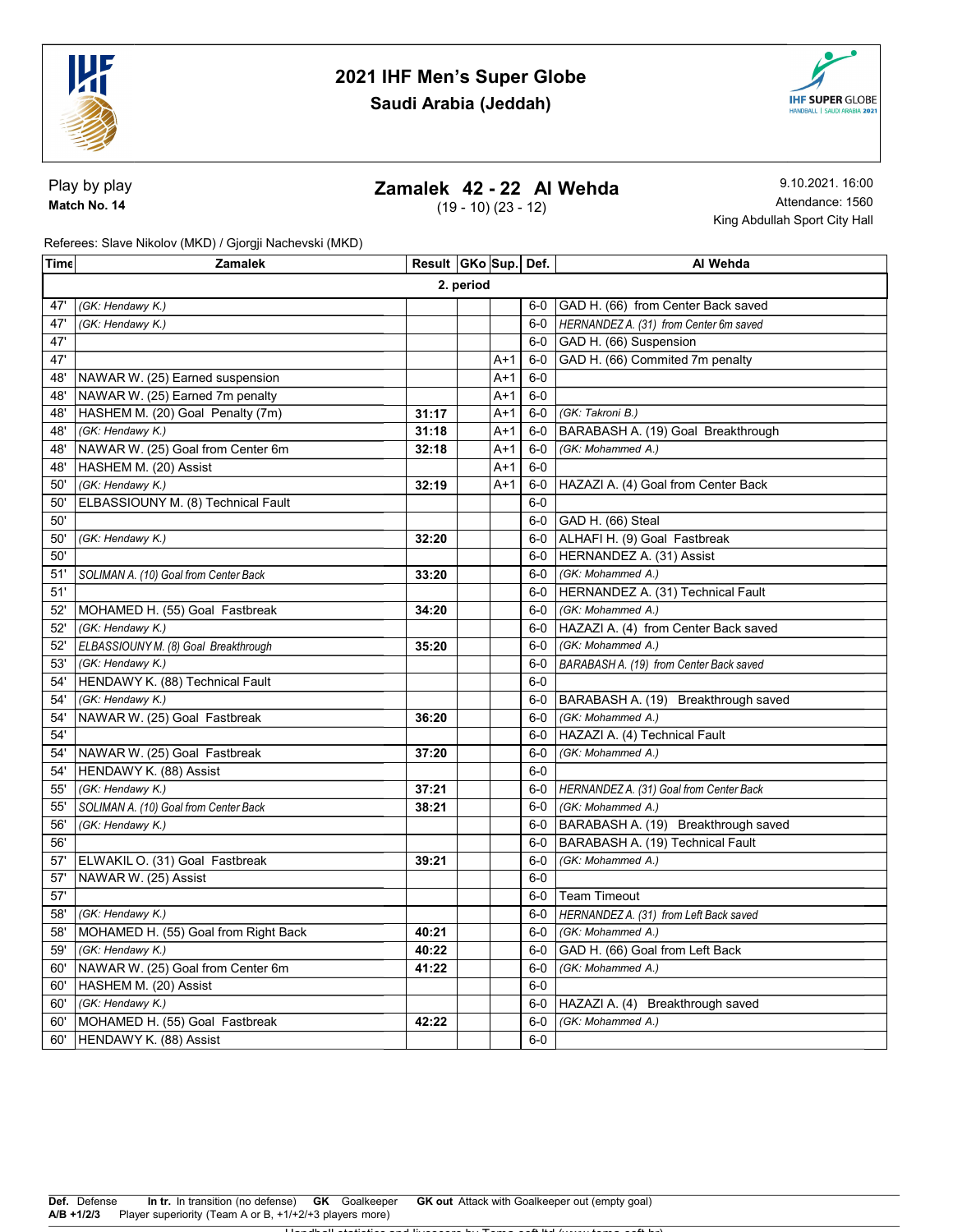# 2021 IHF Men's Super Globe
## Saudi Arabia (Jeddah)

Play by play
**Match No. 14**

## Zamalek 42 - 22 Al Wehda
(19 - 10) (23 - 12)

9.10.2021. 16:00
Attendance: 1560
King Abdullah Sport City Hall

Referees: Slave Nikolov (MKD) / Gjorgji Nachevski (MKD)

| Time | Zamalek | Result | GKo | Sup. | Def. | Al Wehda |
|---|---|---|---|---|---|---|
| | | **2. period** | | | | |
| 47' | *(GK: Hendawy K.)* | | | | 6-0 | GAD H. (66) from Center Back saved |
| 47' | *(GK: Hendawy K.)* | | | | 6-0 | *HERNANDEZ A. (31) from Center 6m saved* |
| 47' | | | | | 6-0 | GAD H. (66) Suspension |
| 47' | | | | A+1 | 6-0 | GAD H. (66) Commited 7m penalty |
| 48' | NAWAR W. (25) Earned suspension | | | A+1 | 6-0 | |
| 48' | NAWAR W. (25) Earned 7m penalty | | | A+1 | 6-0 | |
| 48' | HASHEM M. (20) Goal Penalty (7m) | 31:17 | | A+1 | 6-0 | *(GK: Takroni B.)* |
| 48' | *(GK: Hendawy K.)* | 31:18 | | A+1 | 6-0 | BARABASH A. (19) Goal Breakthrough |
| 48' | NAWAR W. (25) Goal from Center 6m | 32:18 | | A+1 | 6-0 | *(GK: Mohammed A.)* |
| 48' | HASHEM M. (20) Assist | | | A+1 | 6-0 | |
| 50' | *(GK: Hendawy K.)* | 32:19 | | A+1 | 6-0 | HAZAZI A. (4) Goal from Center Back |
| 50' | ELBASSIOUNY M. (8) Technical Fault | | | | 6-0 | |
| 50' | | | | | 6-0 | GAD H. (66) Steal |
| 50' | *(GK: Hendawy K.)* | 32:20 | | | 6-0 | ALHAFI H. (9) Goal Fastbreak |
| 50' | | | | | 6-0 | HERNANDEZ A. (31) Assist |
| 51' | *SOLIMAN A. (10) Goal from Center Back* | 33:20 | | | 6-0 | *(GK: Mohammed A.)* |
| 51' | | | | | 6-0 | HERNANDEZ A. (31) Technical Fault |
| 52' | MOHAMED H. (55) Goal Fastbreak | 34:20 | | | 6-0 | *(GK: Mohammed A.)* |
| 52' | *(GK: Hendawy K.)* | | | | 6-0 | HAZAZI A. (4) from Center Back saved |
| 52' | *ELBASSIOUNY M. (8) Goal Breakthrough* | 35:20 | | | 6-0 | *(GK: Mohammed A.)* |
| 53' | *(GK: Hendawy K.)* | | | | 6-0 | *BARABASH A. (19) from Center Back saved* |
| 54' | HENDAWY K. (88) Technical Fault | | | | 6-0 | |
| 54' | *(GK: Hendawy K.)* | | | | 6-0 | BARABASH A. (19) Breakthrough saved |
| 54' | NAWAR W. (25) Goal Fastbreak | 36:20 | | | 6-0 | *(GK: Mohammed A.)* |
| 54' | | | | | 6-0 | HAZAZI A. (4) Technical Fault |
| 54' | NAWAR W. (25) Goal Fastbreak | 37:20 | | | 6-0 | *(GK: Mohammed A.)* |
| 54' | HENDAWY K. (88) Assist | | | | 6-0 | |
| 55' | *(GK: Hendawy K.)* | 37:21 | | | 6-0 | *HERNANDEZ A. (31) Goal from Center Back* |
| 55' | *SOLIMAN A. (10) Goal from Center Back* | 38:21 | | | 6-0 | *(GK: Mohammed A.)* |
| 56' | *(GK: Hendawy K.)* | | | | 6-0 | BARABASH A. (19) Breakthrough saved |
| 56' | | | | | 6-0 | BARABASH A. (19) Technical Fault |
| 57' | ELWAKIL O. (31) Goal Fastbreak | 39:21 | | | 6-0 | *(GK: Mohammed A.)* |
| 57' | NAWAR W. (25) Assist | | | | 6-0 | |
| 57' | | | | | 6-0 | Team Timeout |
| 58' | *(GK: Hendawy K.)* | | | | 6-0 | *HERNANDEZ A. (31) from Left Back saved* |
| 58' | MOHAMED H. (55) Goal from Right Back | 40:21 | | | 6-0 | *(GK: Mohammed A.)* |
| 59' | *(GK: Hendawy K.)* | 40:22 | | | 6-0 | GAD H. (66) Goal from Left Back |
| 60' | NAWAR W. (25) Goal from Center 6m | 41:22 | | | 6-0 | *(GK: Mohammed A.)* |
| 60' | HASHEM M. (20) Assist | | | | 6-0 | |
| 60' | *(GK: Hendawy K.)* | | | | 6-0 | HAZAZI A. (4) Breakthrough saved |
| 60' | MOHAMED H. (55) Goal Fastbreak | 42:22 | | | 6-0 | *(GK: Mohammed A.)* |
| 60' | HENDAWY K. (88) Assist | | | | 6-0 | |

**Def.** Defense **In tr.** In transition (no defense) **GK** Goalkeeper **GK out** Attack with Goalkeeper out (empty goal)
**A/B +1/2/3** Player superiority (Team A or B, +1/+2/+3 players more)